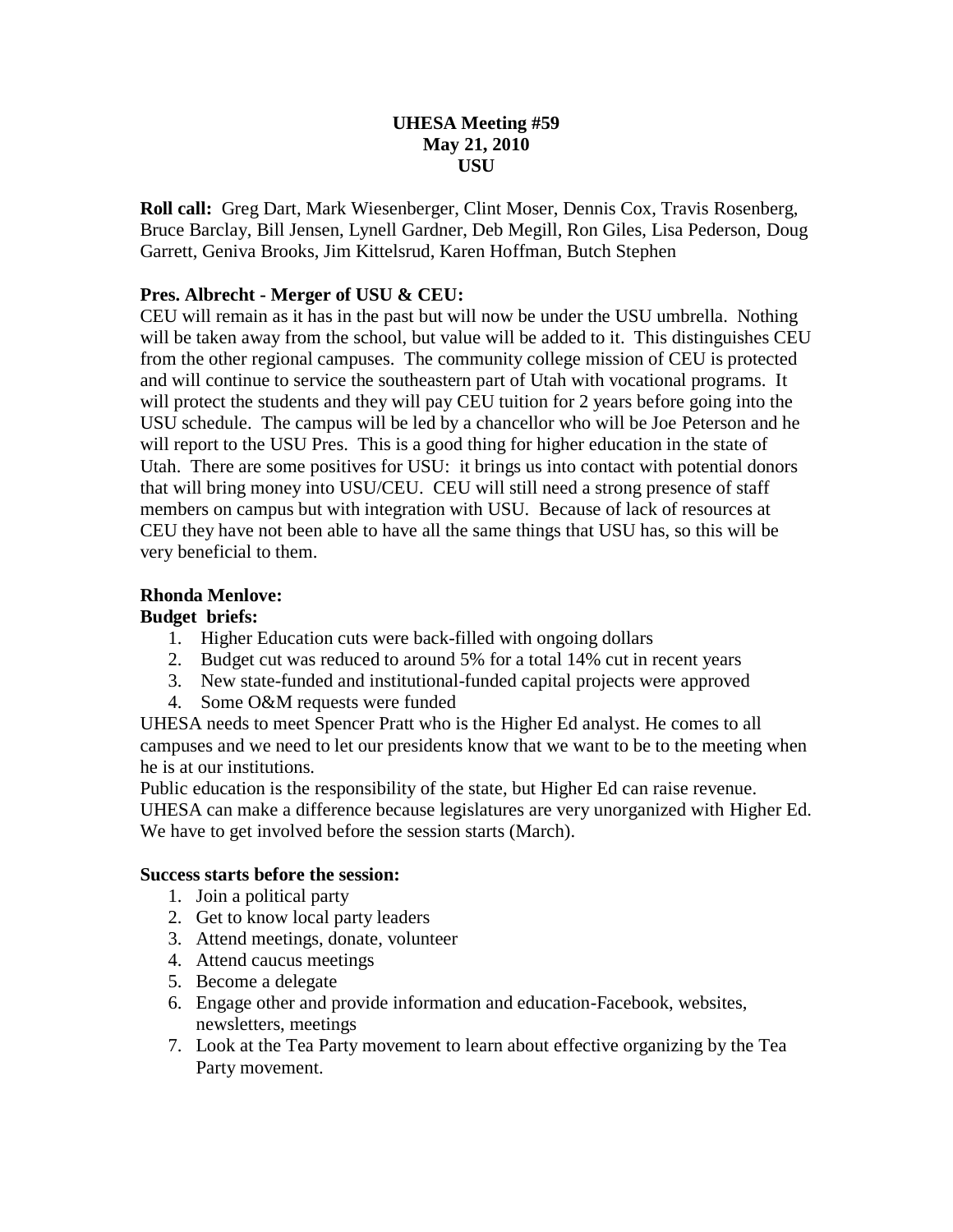# UHESA Meeting #59
## May 21, 2010
## USU

**Roll call:** Greg Dart, Mark Wiesenberger, Clint Moser, Dennis Cox, Travis Rosenberg, Bruce Barclay, Bill Jensen, Lynell Gardner, Deb Megill, Ron Giles, Lisa Pederson, Doug Garrett, Geniva Brooks, Jim Kittelsrud, Karen Hoffman, Butch Stephen

**Pres. Albrecht - Merger of USU & CEU:**
CEU will remain as it has in the past but will now be under the USU umbrella. Nothing will be taken away from the school, but value will be added to it. This distinguishes CEU from the other regional campuses. The community college mission of CEU is protected and will continue to service the southeastern part of Utah with vocational programs. It will protect the students and they will pay CEU tuition for 2 years before going into the USU schedule. The campus will be led by a chancellor who will be Joe Peterson and he will report to the USU Pres. This is a good thing for higher education in the state of Utah. There are some positives for USU: it brings us into contact with potential donors that will bring money into USU/CEU. CEU will still need a strong presence of staff members on campus but with integration with USU. Because of lack of resources at CEU they have not been able to have all the same things that USU has, so this will be very beneficial to them.

**Rhonda Menlove:**
**Budget briefs:**

1. Higher Education cuts were back-filled with ongoing dollars
2. Budget cut was reduced to around 5% for a total 14% cut in recent years
3. New state-funded and institutional-funded capital projects were approved
4. Some O&M requests were funded

UHESA needs to meet Spencer Pratt who is the Higher Ed analyst. He comes to all campuses and we need to let our presidents know that we want to be to the meeting when he is at our institutions.
Public education is the responsibility of the state, but Higher Ed can raise revenue. UHESA can make a difference because legislatures are very unorganized with Higher Ed. We have to get involved before the session starts (March).

**Success starts before the session:**

1. Join a political party
2. Get to know local party leaders
3. Attend meetings, donate, volunteer
4. Attend caucus meetings
5. Become a delegate
6. Engage other and provide information and education-Facebook, websites, newsletters, meetings
7. Look at the Tea Party movement to learn about effective organizing by the Tea Party movement.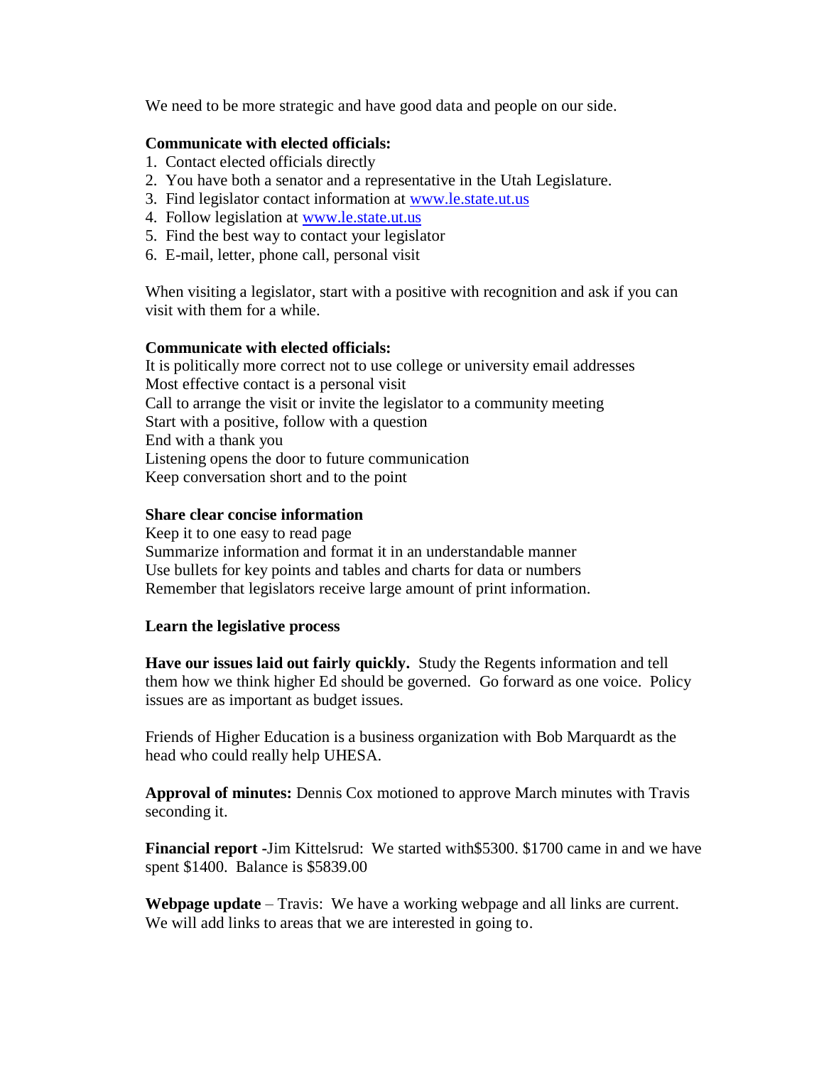We need to be more strategic and have good data and people on our side.

**Communicate with elected officials:**

1. Contact elected officials directly
2. You have both a senator and a representative in the Utah Legislature.
3. Find legislator contact information at [www.le.state.ut.us](http://www.le.state.ut.us)
4. Follow legislation at [www.le.state.ut.us](http://www.le.state.ut.us)
5. Find the best way to contact your legislator
6. E-mail, letter, phone call, personal visit

When visiting a legislator, start with a positive with recognition and ask if you can visit with them for a while.

**Communicate with elected officials:**

It is politically more correct not to use college or university email addresses
Most effective contact is a personal visit
Call to arrange the visit or invite the legislator to a community meeting
Start with a positive, follow with a question
End with a thank you
Listening opens the door to future communication
Keep conversation short and to the point

**Share clear concise information**

Keep it to one easy to read page
Summarize information and format it in an understandable manner
Use bullets for key points and tables and charts for data or numbers
Remember that legislators receive large amount of print information.

**Learn the legislative process**

**Have our issues laid out fairly quickly.** Study the Regents information and tell them how we think higher Ed should be governed. Go forward as one voice. Policy issues are as important as budget issues.

Friends of Higher Education is a business organization with Bob Marquardt as the head who could really help UHESA.

**Approval of minutes:** Dennis Cox motioned to approve March minutes with Travis seconding it.

**Financial report** -Jim Kittelsrud: We started with$5300. $1700 came in and we have spent $1400. Balance is $5839.00

**Webpage update** – Travis: We have a working webpage and all links are current. We will add links to areas that we are interested in going to.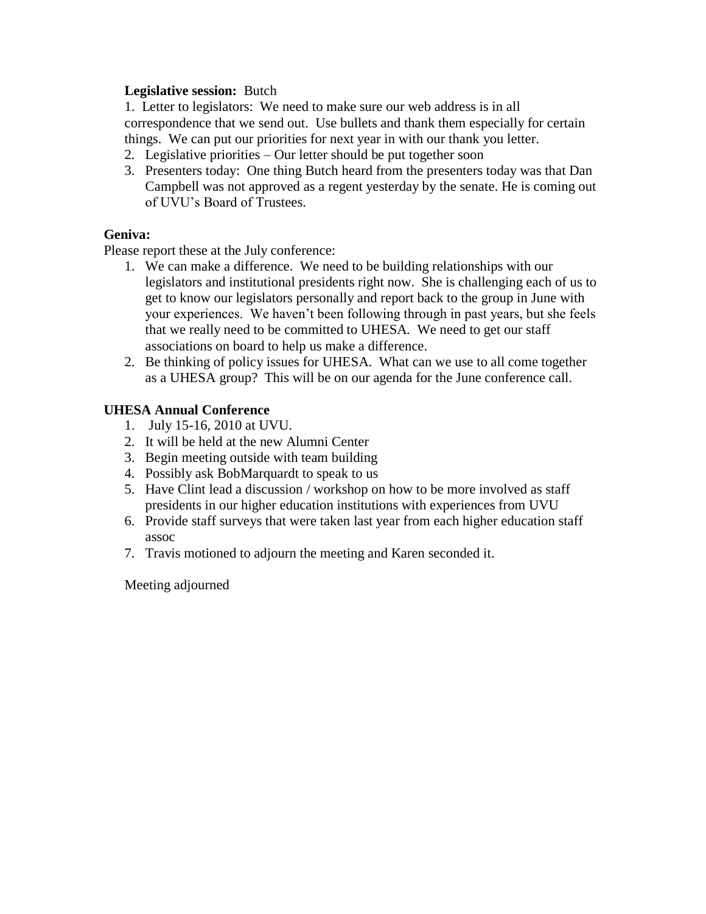**Legislative session:** Butch

1. Letter to legislators: We need to make sure our web address is in all correspondence that we send out. Use bullets and thank them especially for certain things. We can put our priorities for next year in with our thank you letter.
2. Legislative priorities – Our letter should be put together soon
3. Presenters today: One thing Butch heard from the presenters today was that Dan Campbell was not approved as a regent yesterday by the senate. He is coming out of UVU's Board of Trustees.

**Geniva:**

Please report these at the July conference:

1. We can make a difference. We need to be building relationships with our legislators and institutional presidents right now. She is challenging each of us to get to know our legislators personally and report back to the group in June with your experiences. We haven't been following through in past years, but she feels that we really need to be committed to UHESA. We need to get our staff associations on board to help us make a difference.
2. Be thinking of policy issues for UHESA. What can we use to all come together as a UHESA group? This will be on our agenda for the June conference call.

**UHESA Annual Conference**

1. July 15-16, 2010 at UVU.
2. It will be held at the new Alumni Center
3. Begin meeting outside with team building
4. Possibly ask BobMarquardt to speak to us
5. Have Clint lead a discussion / workshop on how to be more involved as staff presidents in our higher education institutions with experiences from UVU
6. Provide staff surveys that were taken last year from each higher education staff assoc
7. Travis motioned to adjourn the meeting and Karen seconded it.

Meeting adjourned